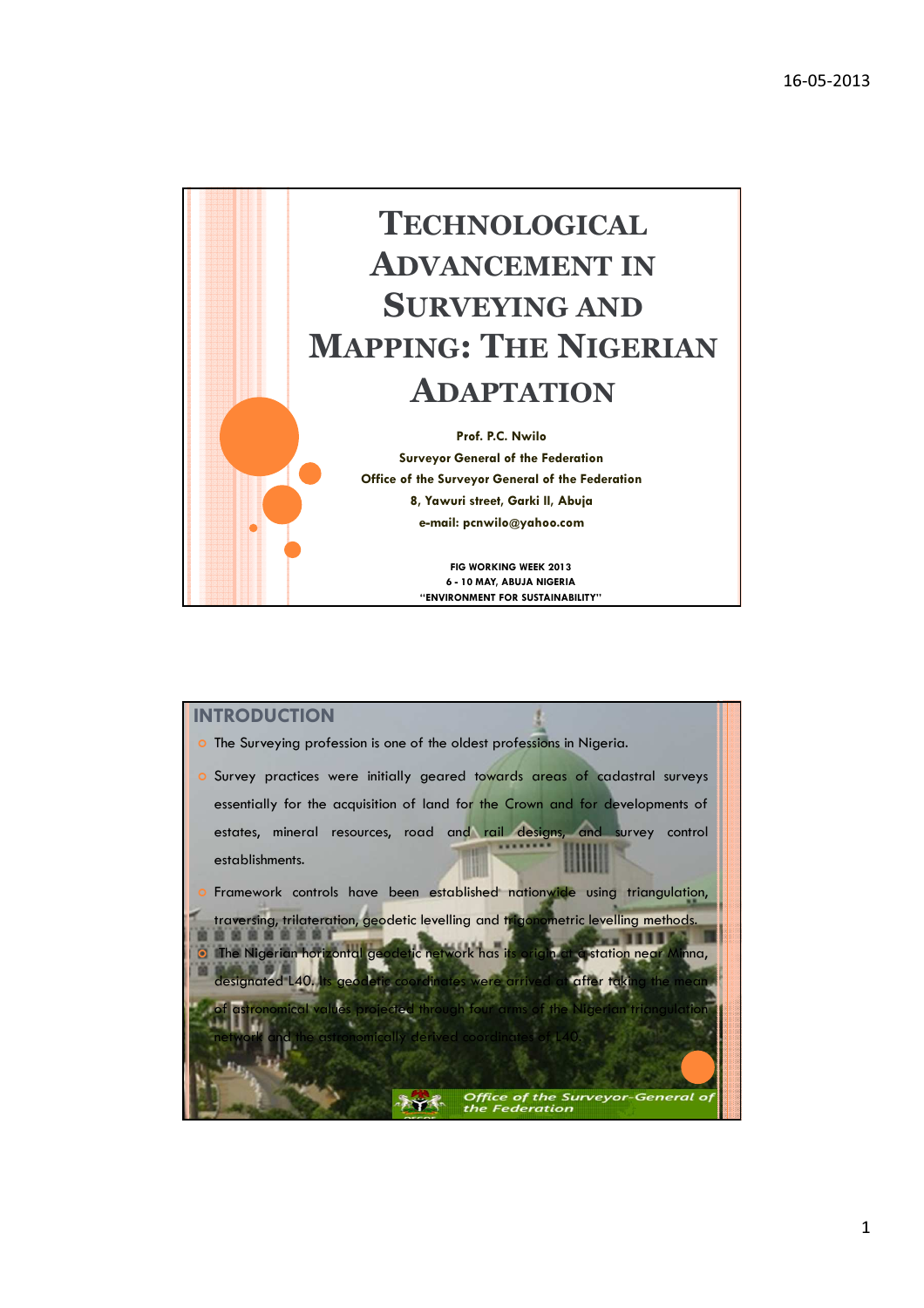# Technological Advancement in Surveying and Mapping: The Nigerian Adaptation

**Prof. P.C. Nwilo**
**Surveyor General of the Federation**
**Office of the Surveyor General of the Federation**
**8, Yawuri street, Garki II, Abuja**
**e-mail: pcnwilo@yahoo.com**

**FIG WORKING WEEK 2013**
**6 - 10 MAY, ABUJA NIGERIA**
**"ENVIRONMENT FOR SUSTAINABILITY"**

## INTRODUCTION

- The Surveying profession is one of the oldest professions in Nigeria.
- Survey practices were initially geared towards areas of cadastral surveys essentially for the acquisition of land for the Crown and for developments of estates, mineral resources, road and rail designs, and survey control establishments.
- Framework controls have been established nationwide using triangulation, traversing, trilateration, geodetic levelling and trigonometric levelling methods.
- The Nigerian horizontal geodetic network has its origin at a station near Minna, designated L40. Its geodetic coordinates were arrived at after taking the mean of astronomical values projected through four arms of the Nigerian triangulation network and the astronomically derived coordinates of L40.

Office of the Surveyor-General of the Federation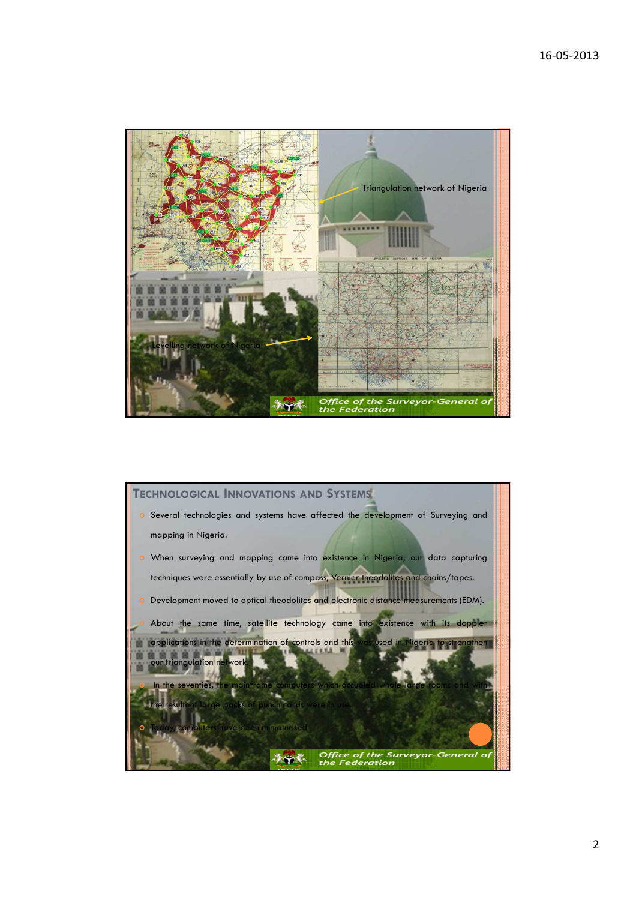Triangulation network of Nigeria

Levelling network of Nigeria

*Office of the Surveyor-General of the Federation*

## Technological Innovations and Systems

- Several technologies and systems have affected the development of Surveying and mapping in Nigeria.
- When surveying and mapping came into existence in Nigeria, our data capturing techniques were essentially by use of compass, Vernier theodolites and chains/tapes.
- Development moved to optical theodolites and electronic distance measurements (EDM).
- About the same time, satellite technology came into existence with its doppler applications in the determination of controls and this was used in Nigeria to strengthen our triangulation network.
- In the seventies, the mainframe computers which occupied whole large rooms and with the resultant large packs of punch cards were in use.
- Today, computers have been miniaturised

*Office of the Surveyor-General of the Federation*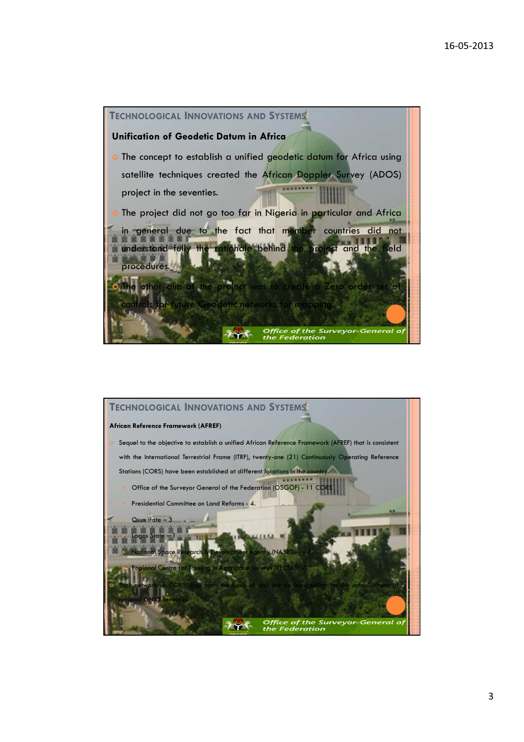## TECHNOLOGICAL INNOVATIONS AND SYSTEMS

### Unification of Geodetic Datum in Africa

- The concept to establish a unified geodetic datum for Africa using satellite techniques created the African Doppler Survey (ADOS) project in the seventies.
- The project did not go too far in Nigeria in particular and Africa in general due to the fact that member countries did not understand fully the rationale behind the project and the field procedures.
- The other aim of the project was to create a Zero order set of controls for future Geodetic networks for mapping.

*Office of the Surveyor-General of the Federation*

## TECHNOLOGICAL INNOVATIONS AND SYSTEMS

### African Reference Framework (AFREF)

- Sequel to the objective to establish a unified African Reference Framework (AFREF) that is consistent with the International Terrestrial Frame (ITRF), twenty-one (21) Continuously Operating Reference Stations (CORS) have been established at different locations in the country.
  - Office of the Surveyor General of the Federation (OSGOF) - 11 CORS
  - Presidential Committee on Land Reforms - 4.
  - Osun state – 3
  - Lagos State – 1
  - National Space Research & Development Agency (NASRDA) – 1
  - Regional Centre for Training in Aerospace Surveys (RECTAS) -1
- Such network of CORS shall form the basis of and act as focal points for the establishment of national GNSS networks.

*Office of the Surveyor-General of the Federation*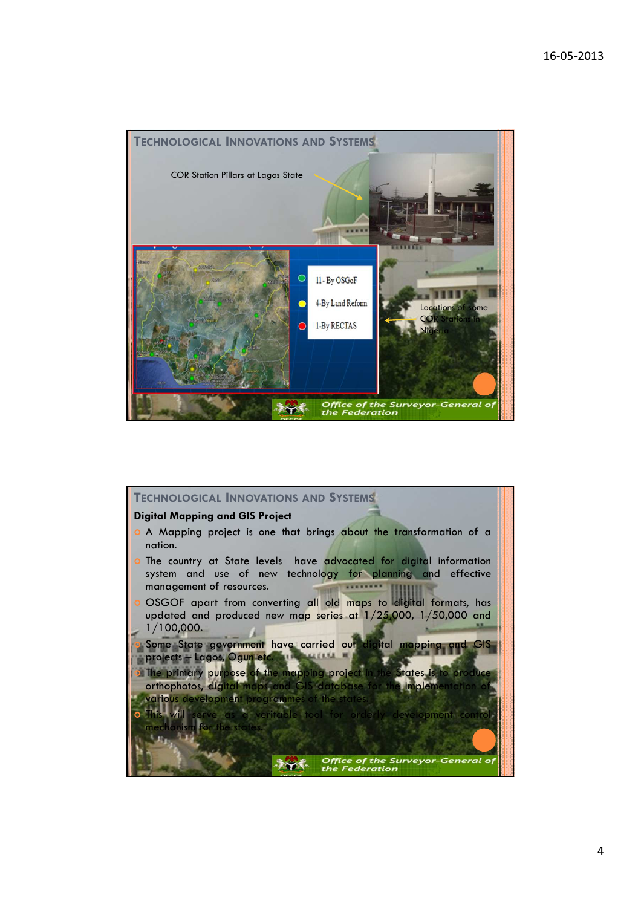## Technological Innovations and Systems

COR Station Pillars at Lagos State

- 11- By OSGoF
- 4-By Land Reform
- 1-By RECTAS

Locations of some COR Stations in Nigeria

*Office of the Surveyor-General of the Federation*

## Technological Innovations and Systems

**Digital Mapping and GIS Project**

- A Mapping project is one that brings about the transformation of a nation.
- The country at State levels have advocated for digital information system and use of new technology for planning and effective management of resources.
- OSGOF apart from converting all old maps to digital formats, has updated and produced new map series at 1/25,000, 1/50,000 and 1/100,000.
- Some State government have carried out digital mapping and GIS projects – Lagos, Ogun etc.
- The primary purpose of the mapping project in the States is to produce orthophotos, digital maps and GIS database for the implementation of various development programmes of the states.
- This will serve as a veritable tool for orderly development control mechanism for the states.

*Office of the Surveyor-General of the Federation*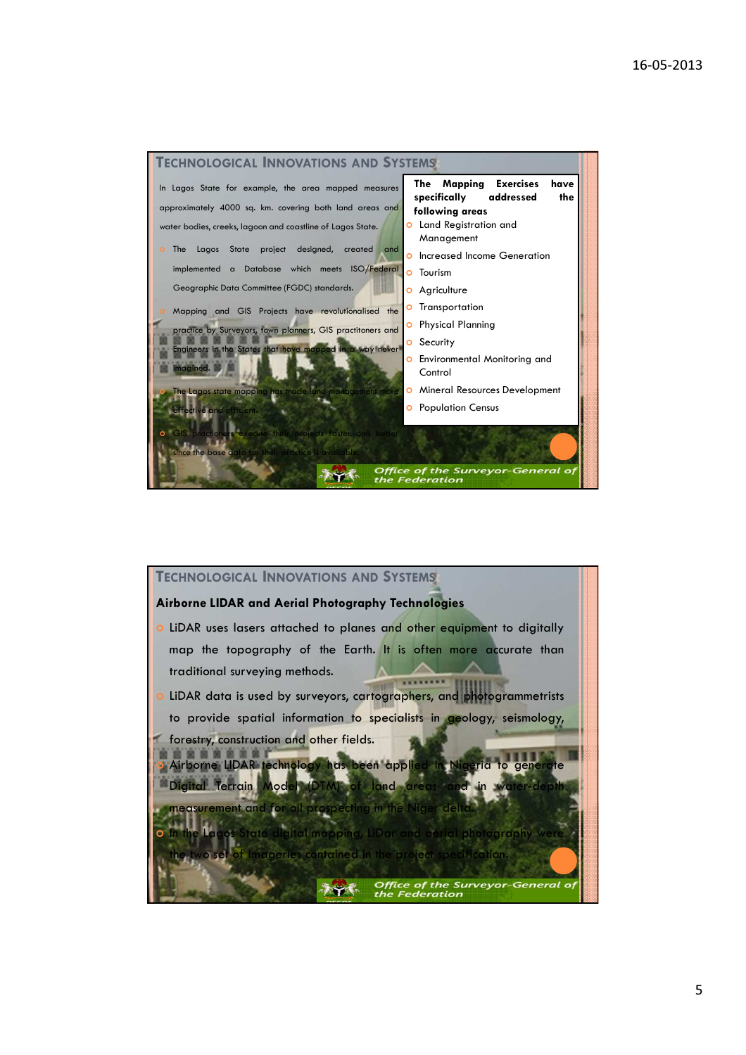## Technological Innovations and Systems

In Lagos State for example, the area mapped measures approximately 4000 sq. km. covering both land areas and water bodies, creeks, lagoon and coastline of Lagos State.

- The Lagos State project designed, created and implemented a Database which meets ISO/Federal Geographic Data Committee (FGDC) standards.
- Mapping and GIS Projects have revolutionalised the practice by Surveyors, town planners, GIS practitoners and Engineers in the States that have mapped in a way never imagined.
- The Lagos state mapping has made land management more effective and efficient.
- GIS practioners execute their projects faster and better since the base data for their practice is available.

**The Mapping Exercises have specifically addressed the following areas**

- Land Registration and Management
- Increased Income Generation
- Tourism
- Agriculture
- Transportation
- Physical Planning
- Security
- Environmental Monitoring and Control
- Mineral Resources Development
- Population Census

*Office of the Surveyor-General of the Federation*

## Technological Innovations and Systems

**Airborne LIDAR and Aerial Photography Technologies**

- LiDAR uses lasers attached to planes and other equipment to digitally map the topography of the Earth. It is often more accurate than traditional surveying methods.
- LiDAR data is used by surveyors, cartographers, and photogrammetrists to provide spatial information to specialists in geology, seismology, forestry, construction and other fields.
- Airborne LIDAR technology has been applied in Nigeria to generate Digital Terrain Model (DTM) of land areas and in water-depth measurement and for oil prospecting in the Niger delta.
- In the Lagos State digital mapping, LiDar and aerial photography were the two set of imageries contained in the project specification.

*Office of the Surveyor-General of the Federation*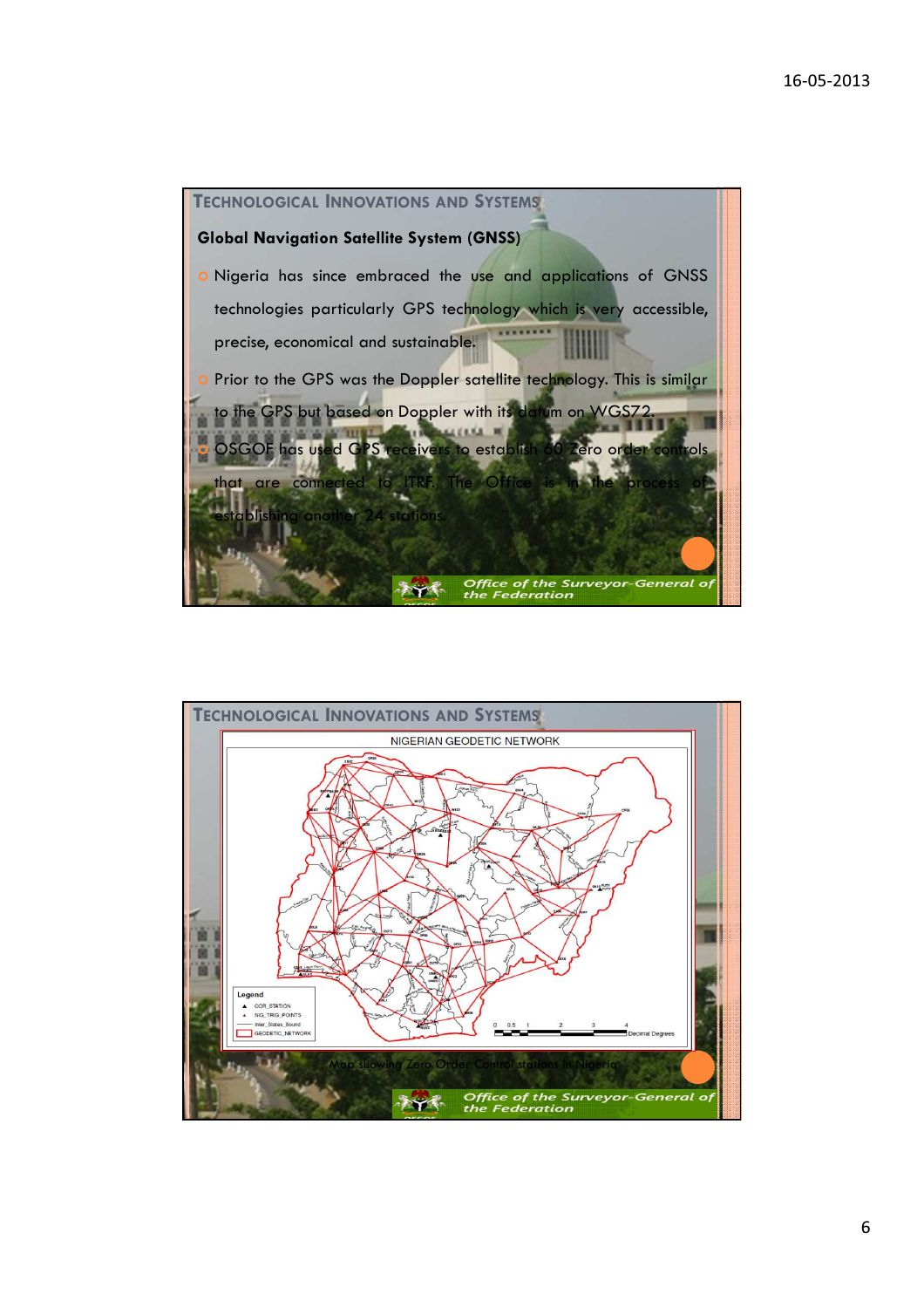## Technological Innovations and Systems

**Global Navigation Satellite System (GNSS)**

- Nigeria has since embraced the use and applications of GNSS technologies particularly GPS technology which is very accessible, precise, economical and sustainable.
- Prior to the GPS was the Doppler satellite technology. This is similar to the GPS but based on Doppler with its datum on WGS72.
- OSGOF has used GPS receivers to establish 60 Zero order controls that are connected to ITRF. The Office is in the process of establishing another 24 stations.

*Office of the Surveyor-General of the Federation*

## Technological Innovations and Systems

NIGERIAN GEODETIC NETWORK

Legend
- GOR_STATION
- NIG_TRIG_POINTS
- Inter_States_Bound
- GEODETIC_NETWORK

0 0.5 1 2 3 4 Decimal Degrees

Map showing Zero Order Control stations in Nigeria

*Office of the Surveyor-General of the Federation*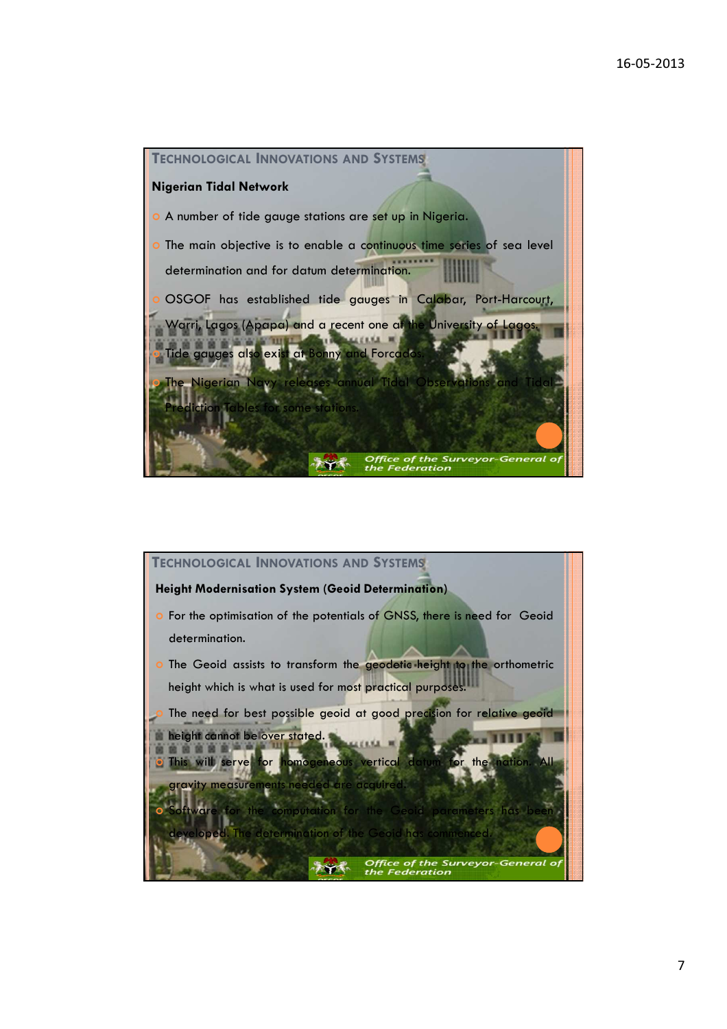## Technological Innovations and Systems

**Nigerian Tidal Network**

- A number of tide gauge stations are set up in Nigeria.
- The main objective is to enable a continuous time series of sea level determination and for datum determination.
- OSGOF has established tide gauges in Calabar, Port-Harcourt, Warri, Lagos (Apapa) and a recent one at the University of Lagos.
- Tide gauges also exist at Bonny and Forcados.
- The Nigerian Navy releases annual Tidal Observations and Tidal Prediction Tables for some stations.

*Office of the Surveyor-General of the Federation*

## Technological Innovations and Systems

**Height Modernisation System (Geoid Determination)**

- For the optimisation of the potentials of GNSS, there is need for Geoid determination.
- The Geoid assists to transform the geodetic height to the orthometric height which is what is used for most practical purposes.
- The need for best possible geoid at good precision for relative geoid height cannot be over stated.
- This will serve for homogeneous vertical datum for the nation. All gravity measurements needed are acquired.
- Software for the computation for the Geoid parameters has been developed. The determination of the Geoid has commenced.

*Office of the Surveyor-General of the Federation*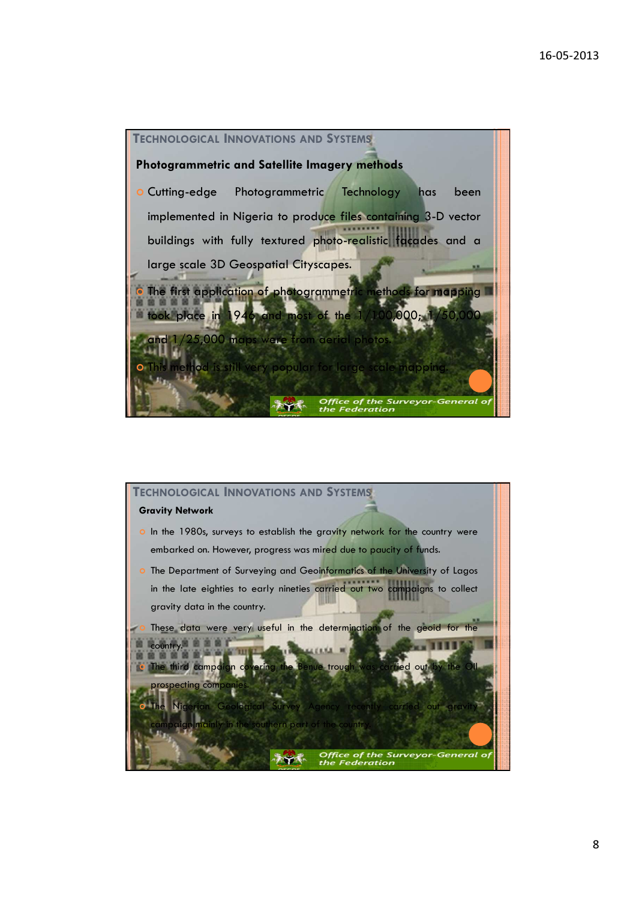## Technological Innovations and Systems

### Photogrammetric and Satellite Imagery methods

- Cutting-edge Photogrammetric Technology has been implemented in Nigeria to produce files containing 3-D vector buildings with fully textured photo-realistic facades and a large scale 3D Geospatial Cityscapes.
- The first application of photogrammetric methods for mapping took place in 1946 and most of the 1/100,000; 1/50,000 and 1/25,000 maps were from aerial photos.
- This method is still very popular for large scale mapping.

Office of the Surveyor-General of the Federation

## Technological Innovations and Systems

### Gravity Network

- In the 1980s, surveys to establish the gravity network for the country were embarked on. However, progress was mired due to paucity of funds.
- The Department of Surveying and Geoinformatics of the University of Lagos in the late eighties to early nineties carried out two campaigns to collect gravity data in the country.
- These data were very useful in the determination of the geoid for the country.
- The third campaign covering the Benue trough was carried out by the Oil prospecting companies.
- The Nigerian Geological Survey Agency recently carried out gravity campaign mainly in the southern part of the country.

Office of the Surveyor-General of the Federation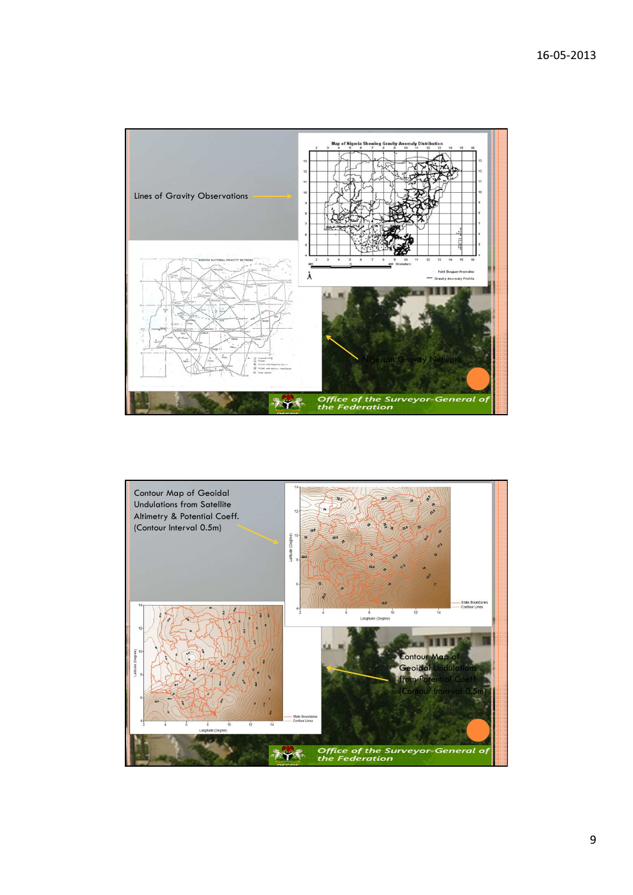Lines of Gravity Observations

Map of Nigeria Showing Gravity Anomaly Distribution

Nigerian Gravity Network

Office of the Surveyor-General of the Federation

Contour Map of Geoidal Undulations from Satellite Altimetry & Potential Coeff. (Contour Interval 0.5m)

Contour Map of Geoidal Undulations from Potential Coeff. (Contour Interval 0.5m)

Office of the Surveyor-General of the Federation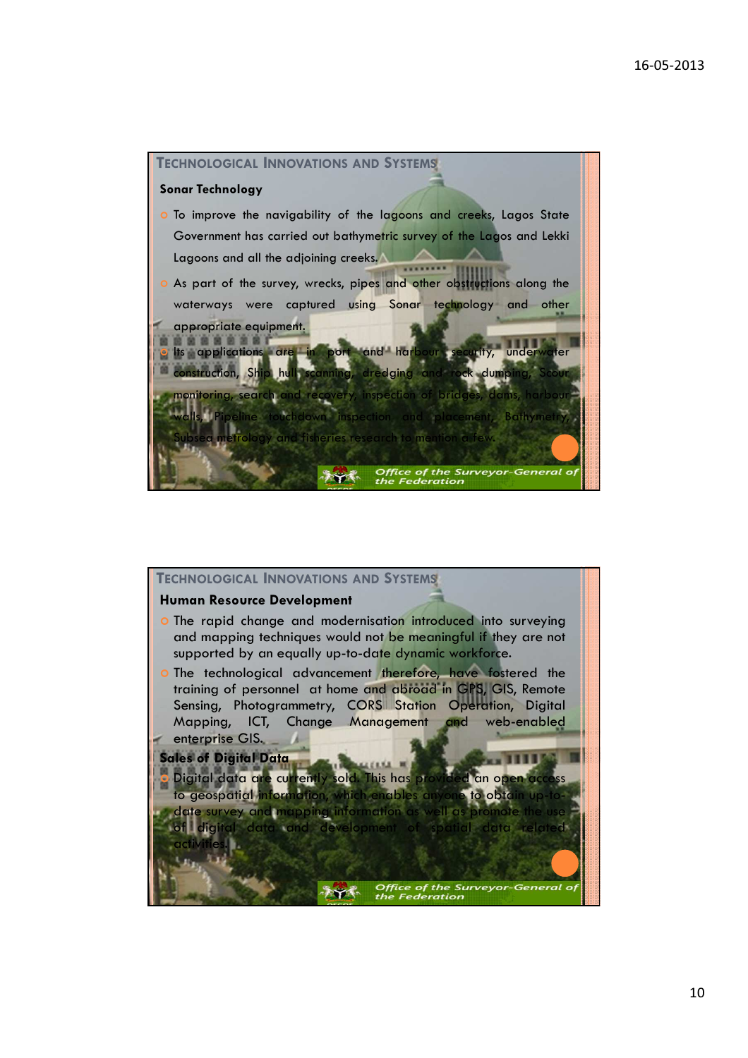## Technological Innovations and Systems

### Sonar Technology

- To improve the navigability of the lagoons and creeks, Lagos State Government has carried out bathymetric survey of the Lagos and Lekki Lagoons and all the adjoining creeks.
- As part of the survey, wrecks, pipes and other obstructions along the waterways were captured using Sonar technology and other appropriate equipment.
- Its applications are in port and harbour security, underwater construction, Ship hull scanning, dredging and rock dumping, Scour monitoring, search and recovery, inspection of bridges, dams, harbour walls, Pipeline touchdown inspection and placement, Bathymetry, Subsea metrology and fisheries research to mention a few.

*Office of the Surveyor-General of the Federation*

## Technological Innovations and Systems

### Human Resource Development

- The rapid change and modernisation introduced into surveying and mapping techniques would not be meaningful if they are not supported by an equally up-to-date dynamic workforce.
- The technological advancement therefore, have fostered the training of personnel at home and abroad in GPS, GIS, Remote Sensing, Photogrammetry, CORS Station Operation, Digital Mapping, ICT, Change Management and web-enabled enterprise GIS.

### Sales of Digital Data

- Digital data are currently sold. This has provided an open access to geospatial information, which enables anyone to obtain up-to-date survey and mapping information as well as promote the use of digital data and development of spatial data related activities.

*Office of the Surveyor-General of the Federation*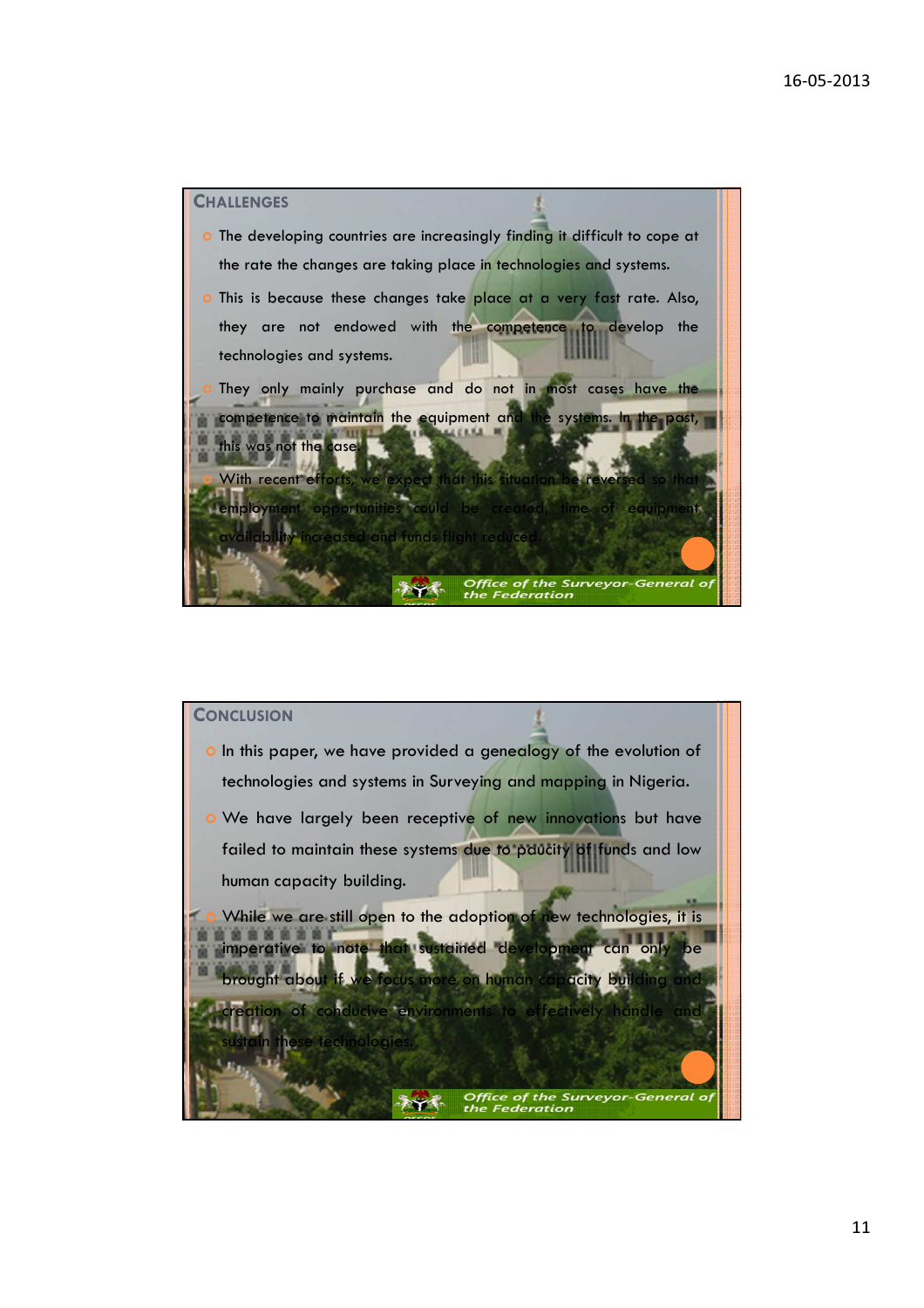## Challenges

- The developing countries are increasingly finding it difficult to cope at the rate the changes are taking place in technologies and systems.
- This is because these changes take place at a very fast rate. Also, they are not endowed with the competence to develop the technologies and systems.
- They only mainly purchase and do not in most cases have the competence to maintain the equipment and the systems. In the past, this was not the case.
- With recent efforts, we expect that this situation be reversed so that employment opportunities could be created, time of equipment availability increased and funds flight reduced.

*Office of the Surveyor-General of the Federation*

## Conclusion

- In this paper, we have provided a genealogy of the evolution of technologies and systems in Surveying and mapping in Nigeria.
- We have largely been receptive of new innovations but have failed to maintain these systems due to paucity of funds and low human capacity building.
- While we are still open to the adoption of new technologies, it is imperative to note that sustained development can only be brought about if we focus more on human capacity building and creation of conducive environments to effectively handle and sustain these technologies.

*Office of the Surveyor-General of the Federation*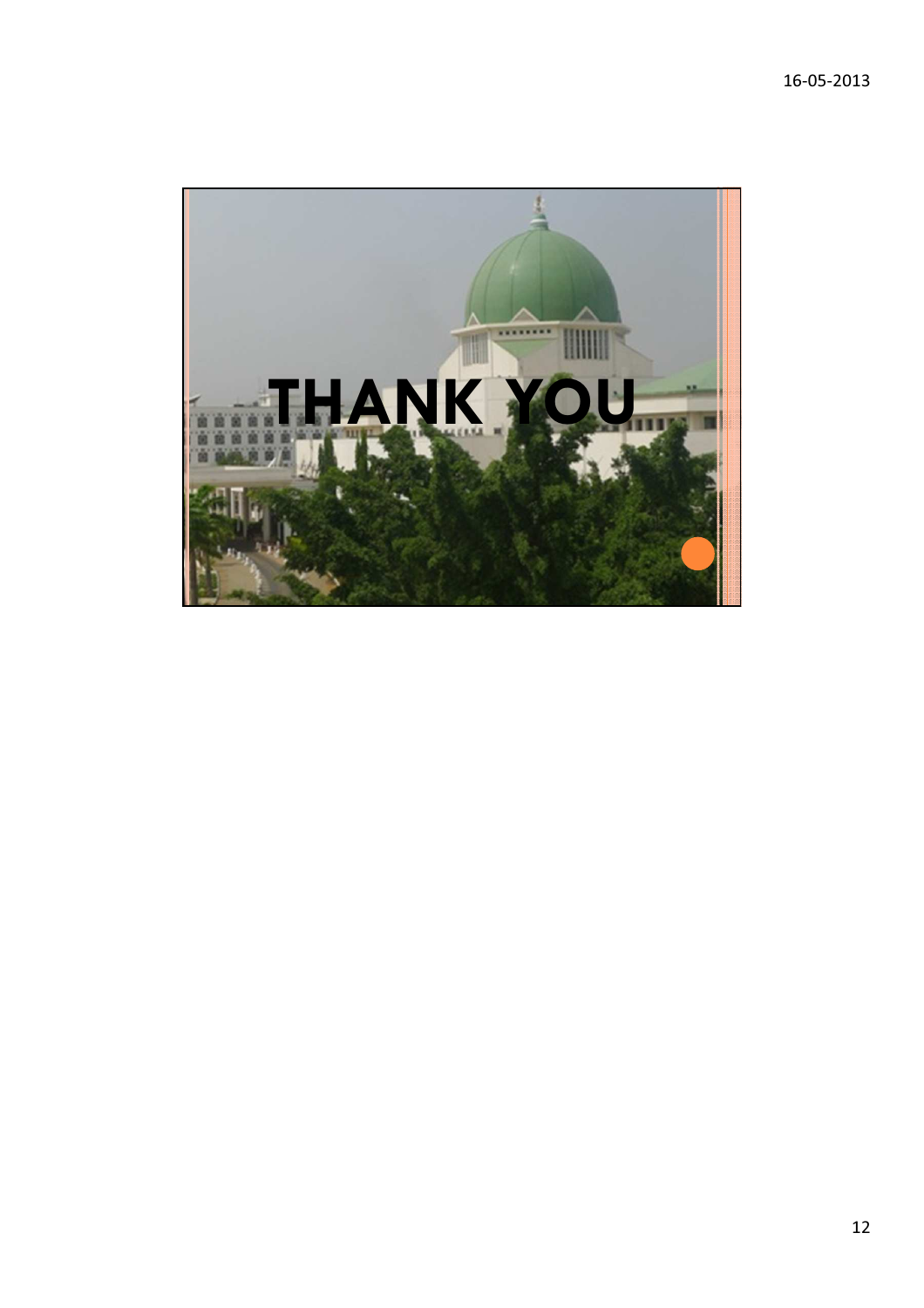THANK YOU